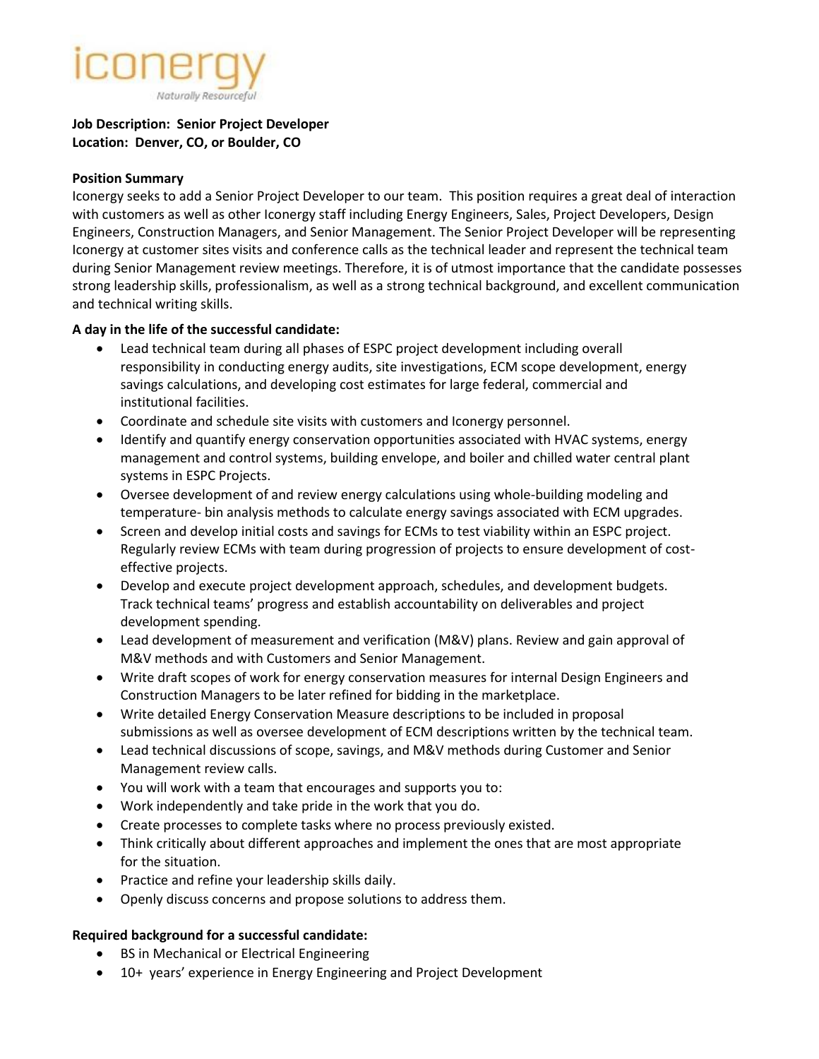iconergy

*Naturally Resourceful*

**Job Description: Senior Project Developer**
**Location: Denver, CO, or Boulder, CO**

**Position Summary**

Iconergy seeks to add a Senior Project Developer to our team. This position requires a great deal of interaction with customers as well as other Iconergy staff including Energy Engineers, Sales, Project Developers, Design Engineers, Construction Managers, and Senior Management. The Senior Project Developer will be representing Iconergy at customer sites visits and conference calls as the technical leader and represent the technical team during Senior Management review meetings. Therefore, it is of utmost importance that the candidate possesses strong leadership skills, professionalism, as well as a strong technical background, and excellent communication and technical writing skills.

**A day in the life of the successful candidate:**

- Lead technical team during all phases of ESPC project development including overall responsibility in conducting energy audits, site investigations, ECM scope development, energy savings calculations, and developing cost estimates for large federal, commercial and institutional facilities.
- Coordinate and schedule site visits with customers and Iconergy personnel.
- Identify and quantify energy conservation opportunities associated with HVAC systems, energy management and control systems, building envelope, and boiler and chilled water central plant systems in ESPC Projects.
- Oversee development of and review energy calculations using whole-building modeling and temperature- bin analysis methods to calculate energy savings associated with ECM upgrades.
- Screen and develop initial costs and savings for ECMs to test viability within an ESPC project. Regularly review ECMs with team during progression of projects to ensure development of cost-effective projects.
- Develop and execute project development approach, schedules, and development budgets. Track technical teams' progress and establish accountability on deliverables and project development spending.
- Lead development of measurement and verification (M&V) plans. Review and gain approval of M&V methods and with Customers and Senior Management.
- Write draft scopes of work for energy conservation measures for internal Design Engineers and Construction Managers to be later refined for bidding in the marketplace.
- Write detailed Energy Conservation Measure descriptions to be included in proposal submissions as well as oversee development of ECM descriptions written by the technical team.
- Lead technical discussions of scope, savings, and M&V methods during Customer and Senior Management review calls.
- You will work with a team that encourages and supports you to:
- Work independently and take pride in the work that you do.
- Create processes to complete tasks where no process previously existed.
- Think critically about different approaches and implement the ones that are most appropriate for the situation.
- Practice and refine your leadership skills daily.
- Openly discuss concerns and propose solutions to address them.

**Required background for a successful candidate:**

- BS in Mechanical or Electrical Engineering
- 10+ years' experience in Energy Engineering and Project Development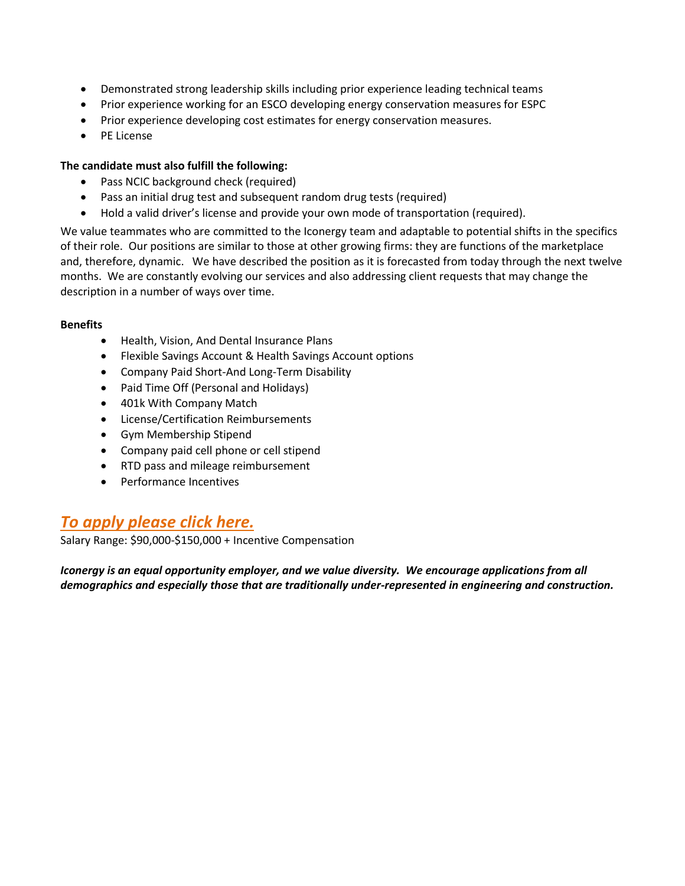- Demonstrated strong leadership skills including prior experience leading technical teams
- Prior experience working for an ESCO developing energy conservation measures for ESPC
- Prior experience developing cost estimates for energy conservation measures.
- PE License

**The candidate must also fulfill the following:**

- Pass NCIC background check (required)
- Pass an initial drug test and subsequent random drug tests (required)
- Hold a valid driver's license and provide your own mode of transportation (required).

We value teammates who are committed to the Iconergy team and adaptable to potential shifts in the specifics of their role. Our positions are similar to those at other growing firms: they are functions of the marketplace and, therefore, dynamic. We have described the position as it is forecasted from today through the next twelve months. We are constantly evolving our services and also addressing client requests that may change the description in a number of ways over time.

**Benefits**

- Health, Vision, And Dental Insurance Plans
- Flexible Savings Account & Health Savings Account options
- Company Paid Short-And Long-Term Disability
- Paid Time Off (Personal and Holidays)
- 401k With Company Match
- License/Certification Reimbursements
- Gym Membership Stipend
- Company paid cell phone or cell stipend
- RTD pass and mileage reimbursement
- Performance Incentives

## *To apply please click here.*

Salary Range: $90,000-$150,000 + Incentive Compensation

***Iconergy is an equal opportunity employer, and we value diversity. We encourage applications from all demographics and especially those that are traditionally under-represented in engineering and construction.***